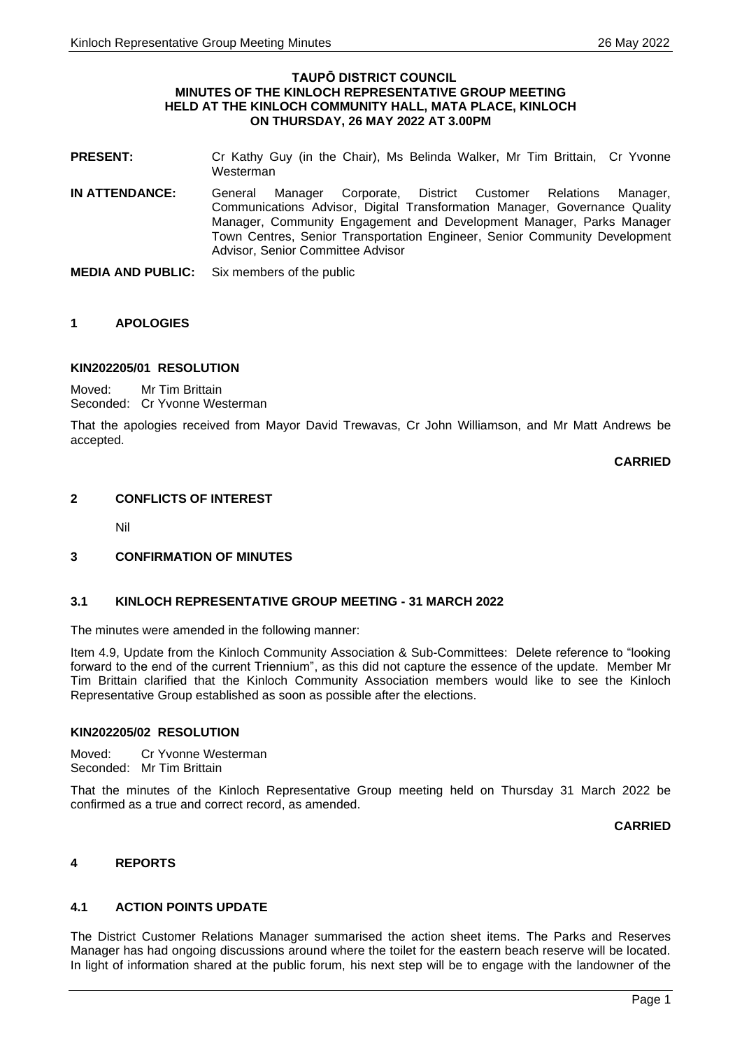**TAUPŌ DISTRICT COUNCIL**
**MINUTES OF THE KINLOCH REPRESENTATIVE GROUP MEETING**
**HELD AT THE KINLOCH COMMUNITY HALL, MATA PLACE, KINLOCH**
**ON THURSDAY, 26 MAY 2022 AT 3.00PM**

**PRESENT:** Cr Kathy Guy (in the Chair), Ms Belinda Walker, Mr Tim Brittain, Cr Yvonne Westerman

**IN ATTENDANCE:** General Manager Corporate, District Customer Relations Manager, Communications Advisor, Digital Transformation Manager, Governance Quality Manager, Community Engagement and Development Manager, Parks Manager Town Centres, Senior Transportation Engineer, Senior Community Development Advisor, Senior Committee Advisor

**MEDIA AND PUBLIC:** Six members of the public

## 1 APOLOGIES

### KIN202205/01 RESOLUTION

Moved: Mr Tim Brittain
Seconded: Cr Yvonne Westerman

That the apologies received from Mayor David Trewavas, Cr John Williamson, and Mr Matt Andrews be accepted.

**CARRIED**

## 2 CONFLICTS OF INTEREST

Nil

## 3 CONFIRMATION OF MINUTES

### 3.1 KINLOCH REPRESENTATIVE GROUP MEETING - 31 MARCH 2022

The minutes were amended in the following manner:

Item 4.9, Update from the Kinloch Community Association & Sub-Committees: Delete reference to "looking forward to the end of the current Triennium", as this did not capture the essence of the update. Member Mr Tim Brittain clarified that the Kinloch Community Association members would like to see the Kinloch Representative Group established as soon as possible after the elections.

### KIN202205/02 RESOLUTION

Moved: Cr Yvonne Westerman
Seconded: Mr Tim Brittain

That the minutes of the Kinloch Representative Group meeting held on Thursday 31 March 2022 be confirmed as a true and correct record, as amended.

**CARRIED**

## 4 REPORTS

### 4.1 ACTION POINTS UPDATE

The District Customer Relations Manager summarised the action sheet items. The Parks and Reserves Manager has had ongoing discussions around where the toilet for the eastern beach reserve will be located. In light of information shared at the public forum, his next step will be to engage with the landowner of the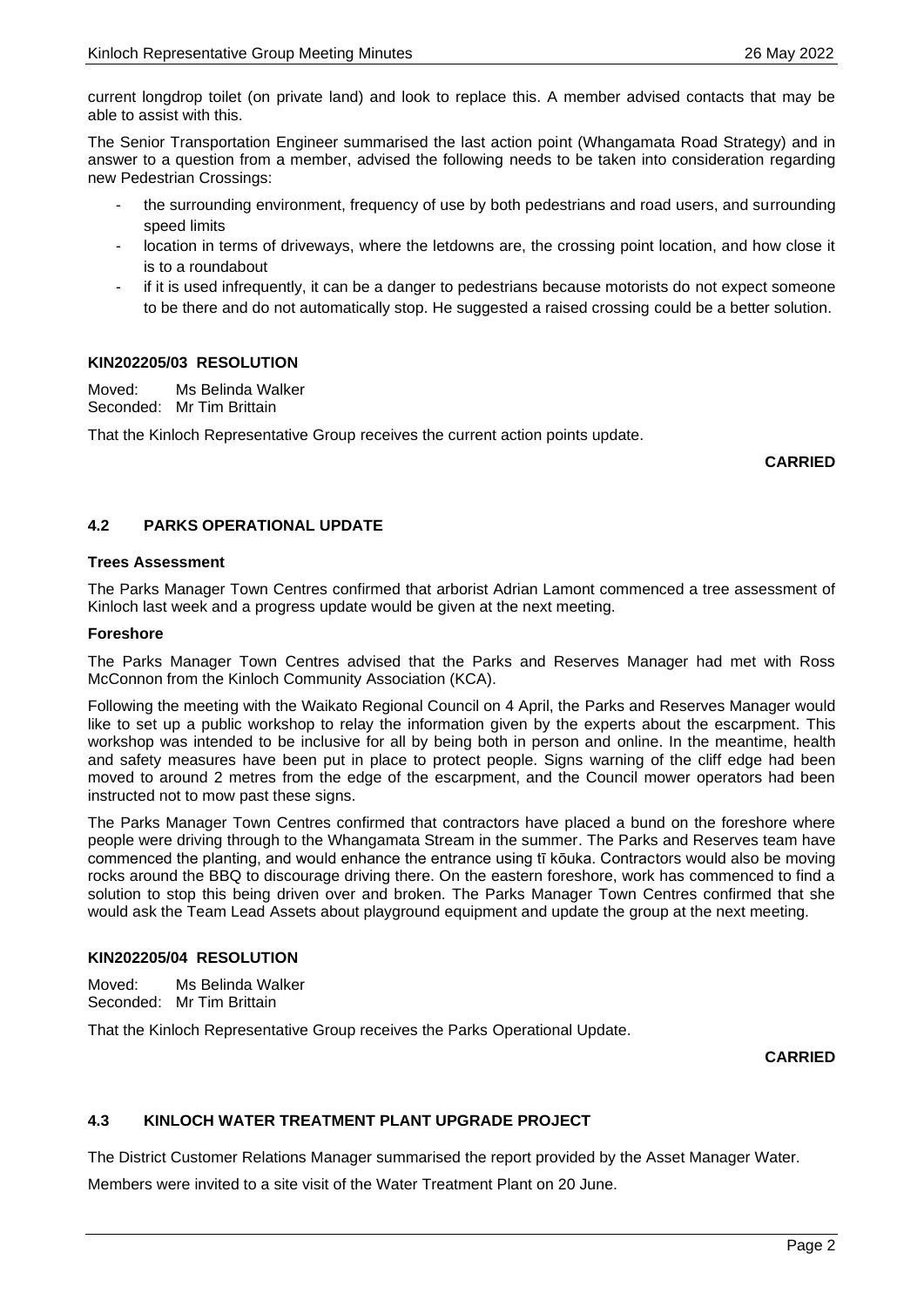current longdrop toilet (on private land) and look to replace this. A member advised contacts that may be able to assist with this.

The Senior Transportation Engineer summarised the last action point (Whangamata Road Strategy) and in answer to a question from a member, advised the following needs to be taken into consideration regarding new Pedestrian Crossings:

- the surrounding environment, frequency of use by both pedestrians and road users, and surrounding speed limits
- location in terms of driveways, where the letdowns are, the crossing point location, and how close it is to a roundabout
- if it is used infrequently, it can be a danger to pedestrians because motorists do not expect someone to be there and do not automatically stop. He suggested a raised crossing could be a better solution.

**KIN202205/03 RESOLUTION**

Moved: Ms Belinda Walker
Seconded: Mr Tim Brittain

That the Kinloch Representative Group receives the current action points update.

**CARRIED**

## 4.2 PARKS OPERATIONAL UPDATE

**Trees Assessment**

The Parks Manager Town Centres confirmed that arborist Adrian Lamont commenced a tree assessment of Kinloch last week and a progress update would be given at the next meeting.

**Foreshore**

The Parks Manager Town Centres advised that the Parks and Reserves Manager had met with Ross McConnon from the Kinloch Community Association (KCA).

Following the meeting with the Waikato Regional Council on 4 April, the Parks and Reserves Manager would like to set up a public workshop to relay the information given by the experts about the escarpment. This workshop was intended to be inclusive for all by being both in person and online. In the meantime, health and safety measures have been put in place to protect people. Signs warning of the cliff edge had been moved to around 2 metres from the edge of the escarpment, and the Council mower operators had been instructed not to mow past these signs.

The Parks Manager Town Centres confirmed that contractors have placed a bund on the foreshore where people were driving through to the Whangamata Stream in the summer. The Parks and Reserves team have commenced the planting, and would enhance the entrance using tī kōuka. Contractors would also be moving rocks around the BBQ to discourage driving there. On the eastern foreshore, work has commenced to find a solution to stop this being driven over and broken. The Parks Manager Town Centres confirmed that she would ask the Team Lead Assets about playground equipment and update the group at the next meeting.

**KIN202205/04 RESOLUTION**

Moved: Ms Belinda Walker
Seconded: Mr Tim Brittain

That the Kinloch Representative Group receives the Parks Operational Update.

**CARRIED**

## 4.3 KINLOCH WATER TREATMENT PLANT UPGRADE PROJECT

The District Customer Relations Manager summarised the report provided by the Asset Manager Water.

Members were invited to a site visit of the Water Treatment Plant on 20 June.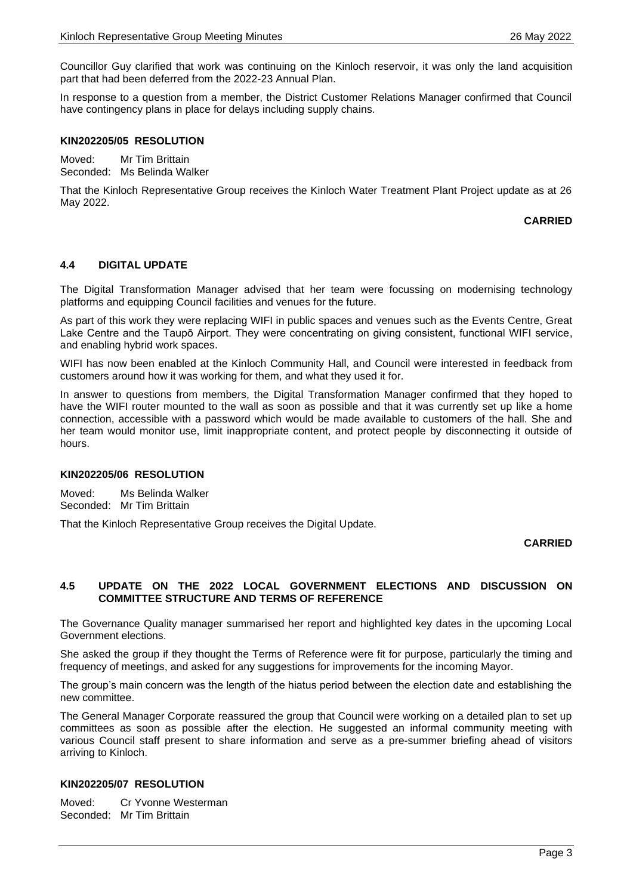Councillor Guy clarified that work was continuing on the Kinloch reservoir, it was only the land acquisition part that had been deferred from the 2022-23 Annual Plan.

In response to a question from a member, the District Customer Relations Manager confirmed that Council have contingency plans in place for delays including supply chains.

**KIN202205/05 RESOLUTION**

Moved: Mr Tim Brittain
Seconded: Ms Belinda Walker

That the Kinloch Representative Group receives the Kinloch Water Treatment Plant Project update as at 26 May 2022.

**CARRIED**

### 4.4 DIGITAL UPDATE

The Digital Transformation Manager advised that her team were focussing on modernising technology platforms and equipping Council facilities and venues for the future.

As part of this work they were replacing WIFI in public spaces and venues such as the Events Centre, Great Lake Centre and the Taupō Airport. They were concentrating on giving consistent, functional WIFI service, and enabling hybrid work spaces.

WIFI has now been enabled at the Kinloch Community Hall, and Council were interested in feedback from customers around how it was working for them, and what they used it for.

In answer to questions from members, the Digital Transformation Manager confirmed that they hoped to have the WIFI router mounted to the wall as soon as possible and that it was currently set up like a home connection, accessible with a password which would be made available to customers of the hall. She and her team would monitor use, limit inappropriate content, and protect people by disconnecting it outside of hours.

**KIN202205/06 RESOLUTION**

Moved: Ms Belinda Walker
Seconded: Mr Tim Brittain

That the Kinloch Representative Group receives the Digital Update.

**CARRIED**

### 4.5 UPDATE ON THE 2022 LOCAL GOVERNMENT ELECTIONS AND DISCUSSION ON COMMITTEE STRUCTURE AND TERMS OF REFERENCE

The Governance Quality manager summarised her report and highlighted key dates in the upcoming Local Government elections.

She asked the group if they thought the Terms of Reference were fit for purpose, particularly the timing and frequency of meetings, and asked for any suggestions for improvements for the incoming Mayor.

The group's main concern was the length of the hiatus period between the election date and establishing the new committee.

The General Manager Corporate reassured the group that Council were working on a detailed plan to set up committees as soon as possible after the election. He suggested an informal community meeting with various Council staff present to share information and serve as a pre-summer briefing ahead of visitors arriving to Kinloch.

**KIN202205/07 RESOLUTION**

Moved: Cr Yvonne Westerman
Seconded: Mr Tim Brittain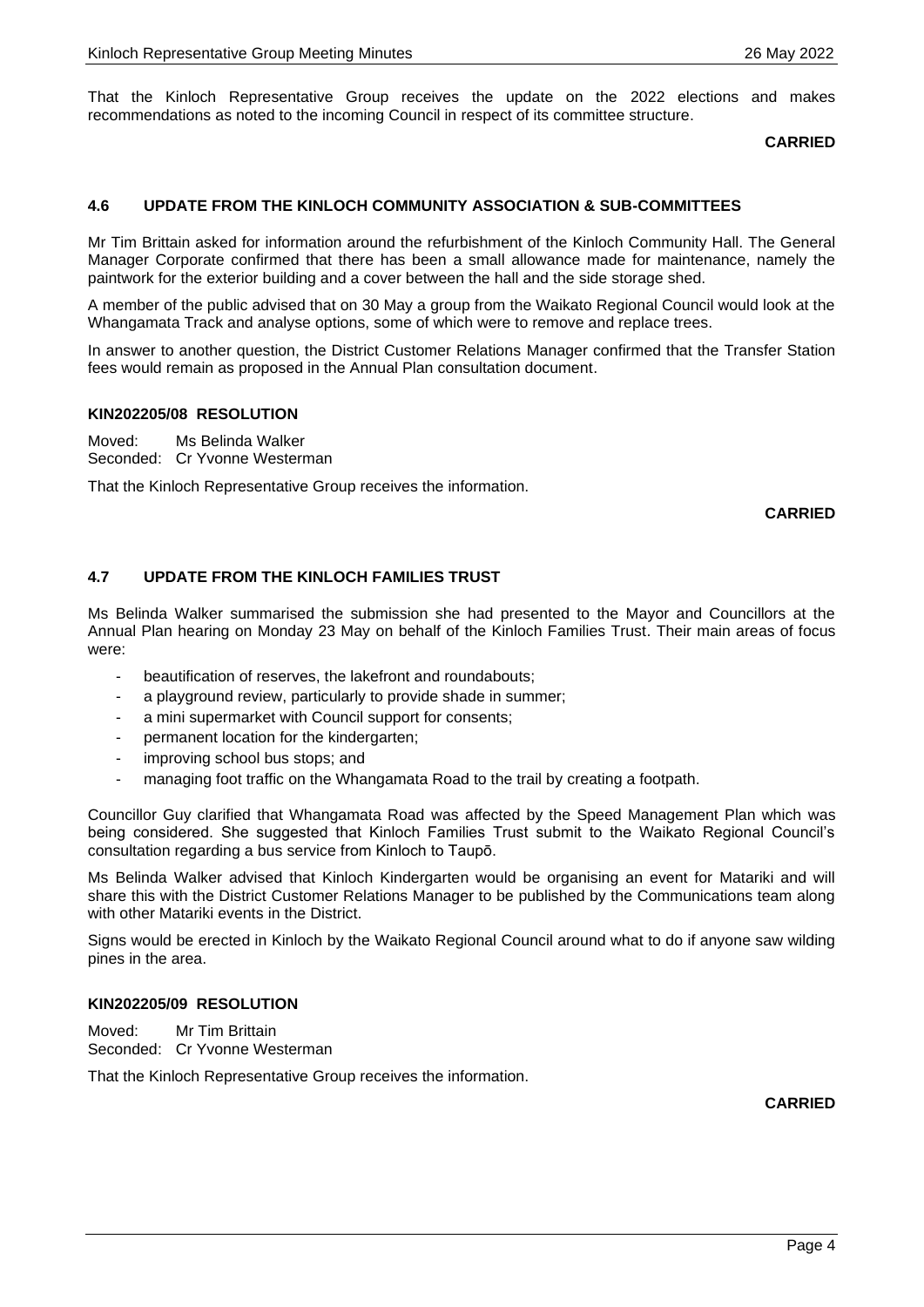That the Kinloch Representative Group receives the update on the 2022 elections and makes recommendations as noted to the incoming Council in respect of its committee structure.

**CARRIED**

### 4.6 UPDATE FROM THE KINLOCH COMMUNITY ASSOCIATION & SUB-COMMITTEES

Mr Tim Brittain asked for information around the refurbishment of the Kinloch Community Hall. The General Manager Corporate confirmed that there has been a small allowance made for maintenance, namely the paintwork for the exterior building and a cover between the hall and the side storage shed.

A member of the public advised that on 30 May a group from the Waikato Regional Council would look at the Whangamata Track and analyse options, some of which were to remove and replace trees.

In answer to another question, the District Customer Relations Manager confirmed that the Transfer Station fees would remain as proposed in the Annual Plan consultation document.

**KIN202205/08 RESOLUTION**

Moved: Ms Belinda Walker
Seconded: Cr Yvonne Westerman

That the Kinloch Representative Group receives the information.

**CARRIED**

### 4.7 UPDATE FROM THE KINLOCH FAMILIES TRUST

Ms Belinda Walker summarised the submission she had presented to the Mayor and Councillors at the Annual Plan hearing on Monday 23 May on behalf of the Kinloch Families Trust. Their main areas of focus were:

- beautification of reserves, the lakefront and roundabouts;
- a playground review, particularly to provide shade in summer;
- a mini supermarket with Council support for consents;
- permanent location for the kindergarten;
- improving school bus stops; and
- managing foot traffic on the Whangamata Road to the trail by creating a footpath.

Councillor Guy clarified that Whangamata Road was affected by the Speed Management Plan which was being considered. She suggested that Kinloch Families Trust submit to the Waikato Regional Council's consultation regarding a bus service from Kinloch to Taupō.

Ms Belinda Walker advised that Kinloch Kindergarten would be organising an event for Matariki and will share this with the District Customer Relations Manager to be published by the Communications team along with other Matariki events in the District.

Signs would be erected in Kinloch by the Waikato Regional Council around what to do if anyone saw wilding pines in the area.

**KIN202205/09 RESOLUTION**

Moved: Mr Tim Brittain
Seconded: Cr Yvonne Westerman

That the Kinloch Representative Group receives the information.

**CARRIED**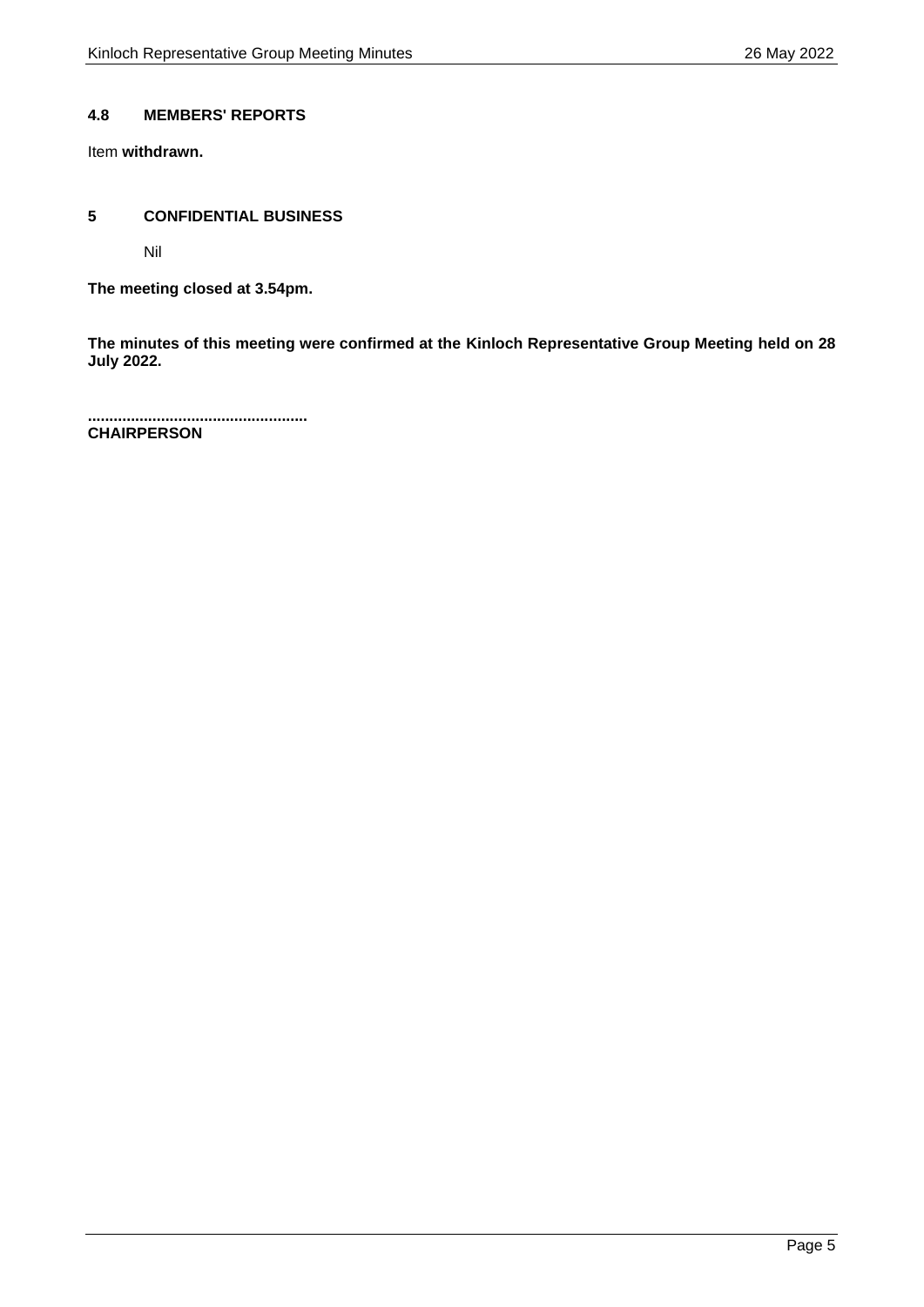### 4.8 MEMBERS' REPORTS

Item **withdrawn.**

## 5 CONFIDENTIAL BUSINESS

Nil

**The meeting closed at 3.54pm.**

**The minutes of this meeting were confirmed at the Kinloch Representative Group Meeting held on 28 July 2022.**

**...................................................**
**CHAIRPERSON**